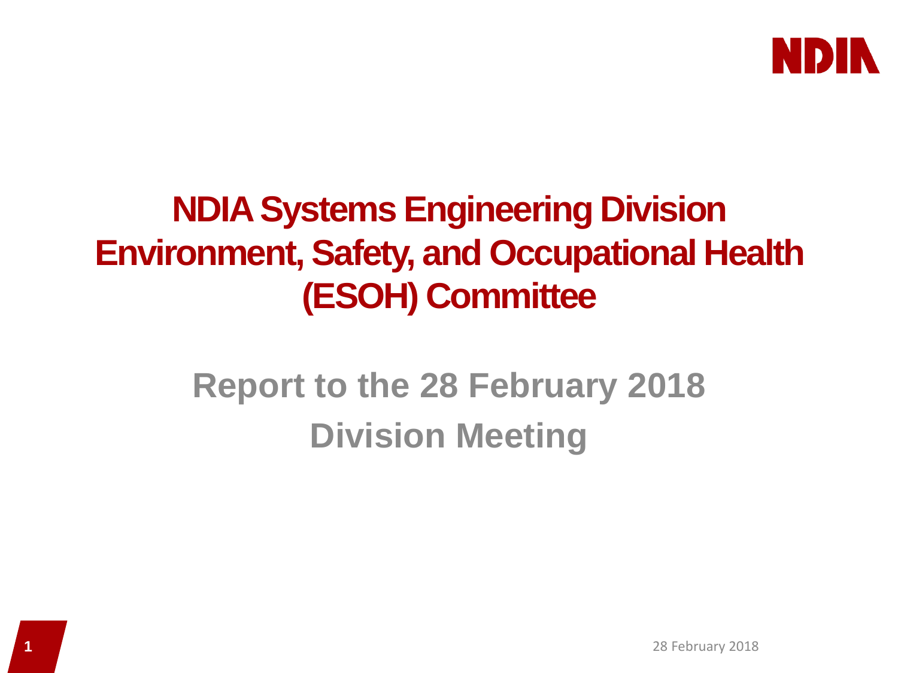# NDIA Systems Engineering Division Environment, Safety, and Occupational Health (ESOH) Committee

## Report to the 28 February 2018 Division Meeting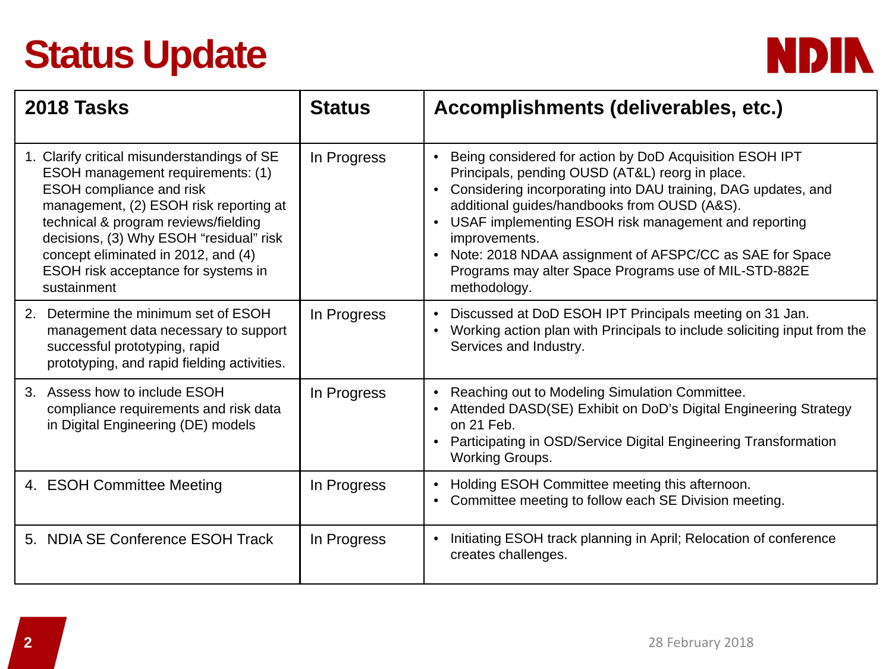# Status Update

| 2018 Tasks | Status | Accomplishments (deliverables, etc.) |
|---|---|---|
| 1. Clarify critical misunderstandings of SE ESOH management requirements: (1) ESOH compliance and risk management, (2) ESOH risk reporting at technical & program reviews/fielding decisions, (3) Why ESOH "residual" risk concept eliminated in 2012, and (4) ESOH risk acceptance for systems in sustainment | In Progress | • Being considered for action by DoD Acquisition ESOH IPT Principals, pending OUSD (AT&L) reorg in place.<br>• Considering incorporating into DAU training, DAG updates, and additional guides/handbooks from OUSD (A&S).<br>• USAF implementing ESOH risk management and reporting improvements.<br>• Note: 2018 NDAA assignment of AFSPC/CC as SAE for Space Programs may alter Space Programs use of MIL-STD-882E methodology. |
| 2. Determine the minimum set of ESOH management data necessary to support successful prototyping, rapid prototyping, and rapid fielding activities. | In Progress | • Discussed at DoD ESOH IPT Principals meeting on 31 Jan.<br>• Working action plan with Principals to include soliciting input from the Services and Industry. |
| 3. Assess how to include ESOH compliance requirements and risk data in Digital Engineering (DE) models | In Progress | • Reaching out to Modeling Simulation Committee.<br>• Attended DASD(SE) Exhibit on DoD's Digital Engineering Strategy on 21 Feb.<br>• Participating in OSD/Service Digital Engineering Transformation Working Groups. |
| 4. ESOH Committee Meeting | In Progress | • Holding ESOH Committee meeting this afternoon.<br>• Committee meeting to follow each SE Division meeting. |
| 5. NDIA SE Conference ESOH Track | In Progress | • Initiating ESOH track planning in April; Relocation of conference creates challenges. |

28 February 2018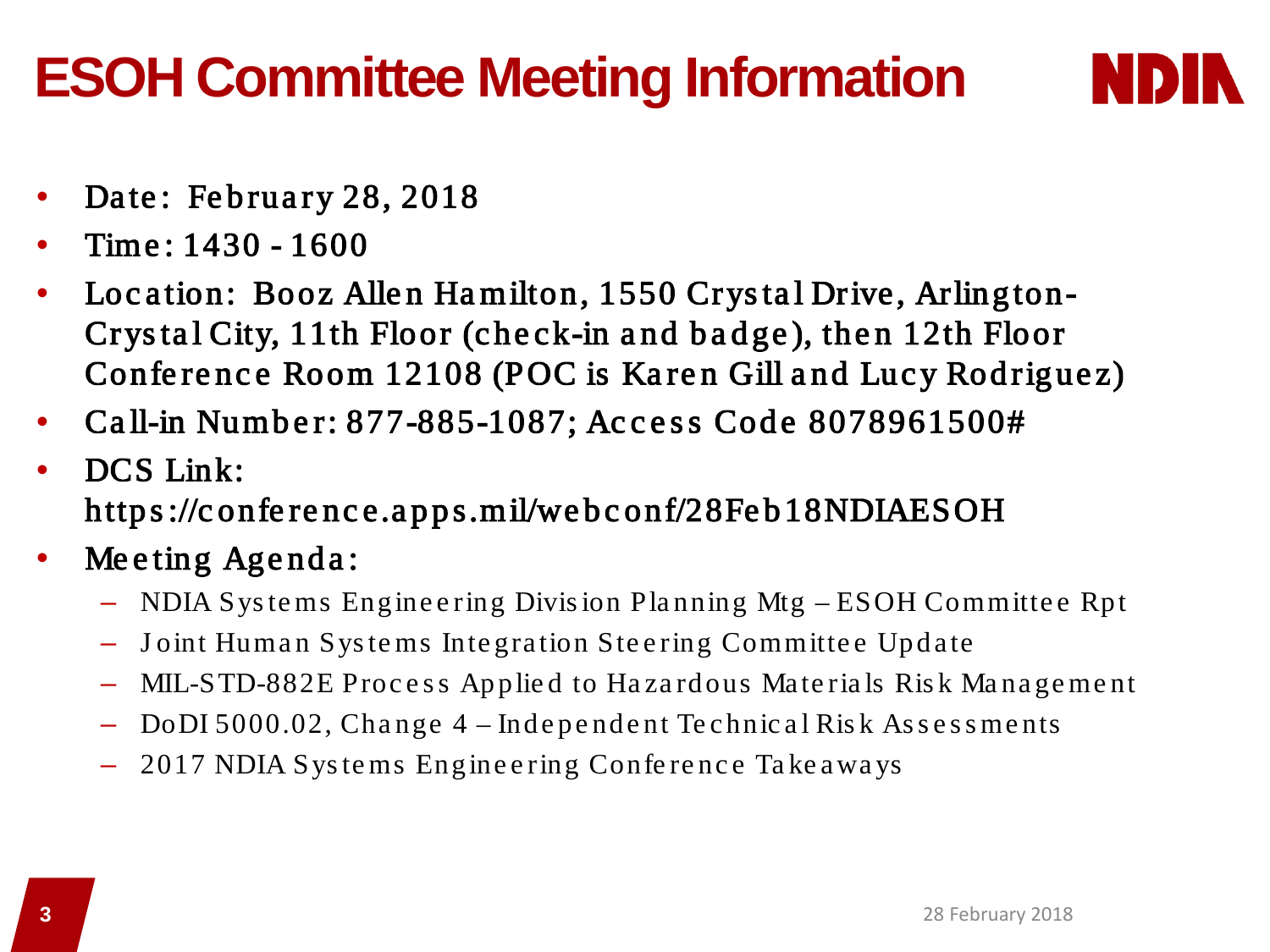# ESOH Committee Meeting Information

- Date: February 28, 2018
- Time: 1430 - 1600
- Location: Booz Allen Hamilton, 1550 Crystal Drive, Arlington-Crystal City, 11th Floor (check-in and badge), then 12th Floor Conference Room 12108 (POC is Karen Gill and Lucy Rodriguez)
- Call-in Number: 877-885-1087; Access Code 8078961500#
- DCS Link: https://conference.apps.mil/webconf/28Feb18NDIAESOH
- Meeting Agenda:
  - NDIA Systems Engineering Division Planning Mtg – ESOH Committee Rpt
  - Joint Human Systems Integration Steering Committee Update
  - MIL-STD-882E Process Applied to Hazardous Materials Risk Management
  - DoDI 5000.02, Change 4 – Independent Technical Risk Assessments
  - 2017 NDIA Systems Engineering Conference Takeaways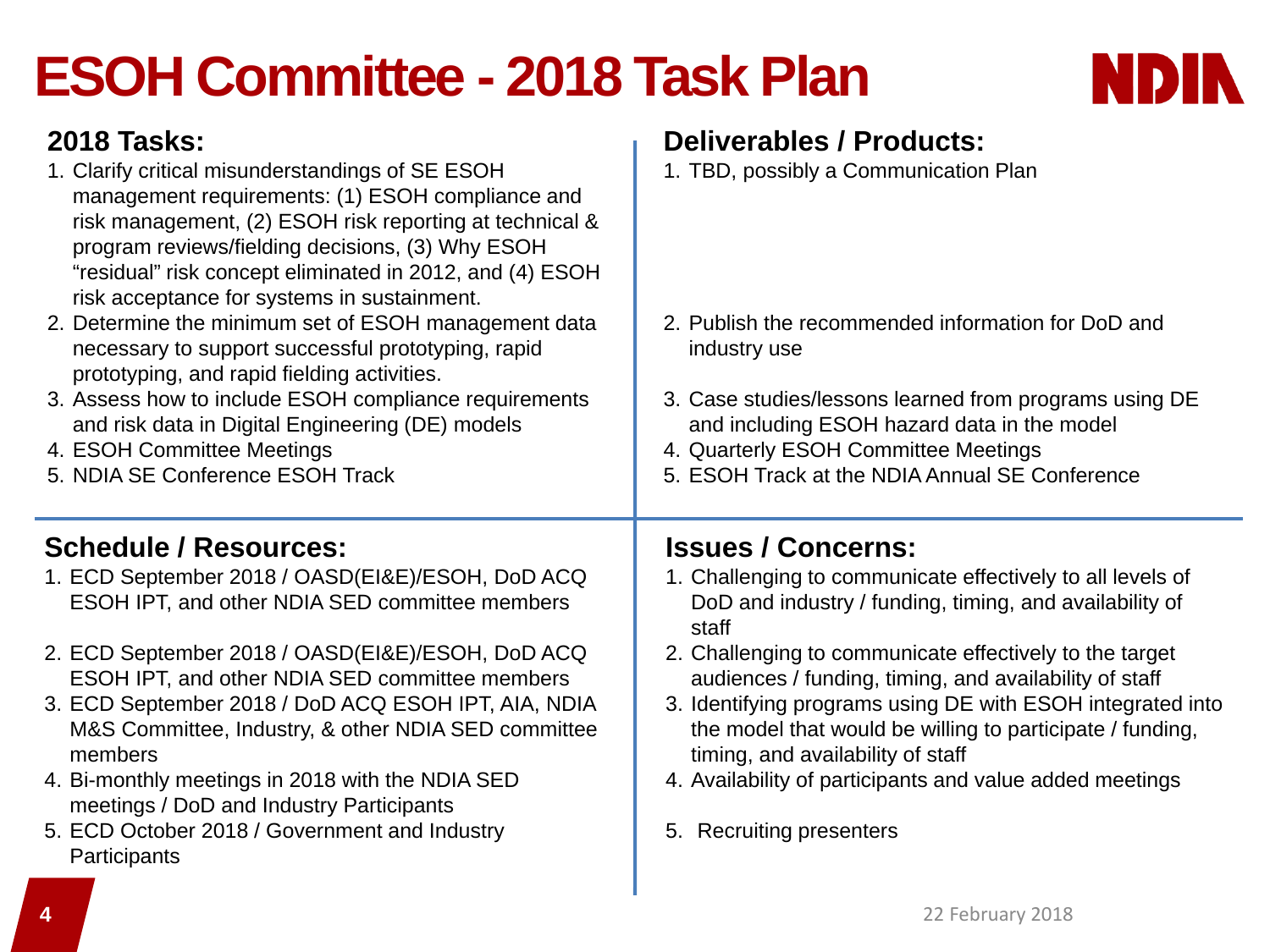# ESOH Committee - 2018 Task Plan

## 2018 Tasks:

1. Clarify critical misunderstandings of SE ESOH management requirements: (1) ESOH compliance and risk management, (2) ESOH risk reporting at technical & program reviews/fielding decisions, (3) Why ESOH "residual" risk concept eliminated in 2012, and (4) ESOH risk acceptance for systems in sustainment.
2. Determine the minimum set of ESOH management data necessary to support successful prototyping, rapid prototyping, and rapid fielding activities.
3. Assess how to include ESOH compliance requirements and risk data in Digital Engineering (DE) models
4. ESOH Committee Meetings
5. NDIA SE Conference ESOH Track

## Deliverables / Products:

1. TBD, possibly a Communication Plan
2. Publish the recommended information for DoD and industry use
3. Case studies/lessons learned from programs using DE and including ESOH hazard data in the model
4. Quarterly ESOH Committee Meetings
5. ESOH Track at the NDIA Annual SE Conference

## Schedule / Resources:

1. ECD September 2018 / OASD(EI&E)/ESOH, DoD ACQ ESOH IPT, and other NDIA SED committee members
2. ECD September 2018 / OASD(EI&E)/ESOH, DoD ACQ ESOH IPT, and other NDIA SED committee members
3. ECD September 2018 / DoD ACQ ESOH IPT, AIA, NDIA M&S Committee, Industry, & other NDIA SED committee members
4. Bi-monthly meetings in 2018 with the NDIA SED meetings / DoD and Industry Participants
5. ECD October 2018 / Government and Industry Participants

## Issues / Concerns:

1. Challenging to communicate effectively to all levels of DoD and industry / funding, timing, and availability of staff
2. Challenging to communicate effectively to the target audiences / funding, timing, and availability of staff
3. Identifying programs using DE with ESOH integrated into the model that would be willing to participate / funding, timing, and availability of staff
4. Availability of participants and value added meetings
5. Recruiting presenters

22 February 2018